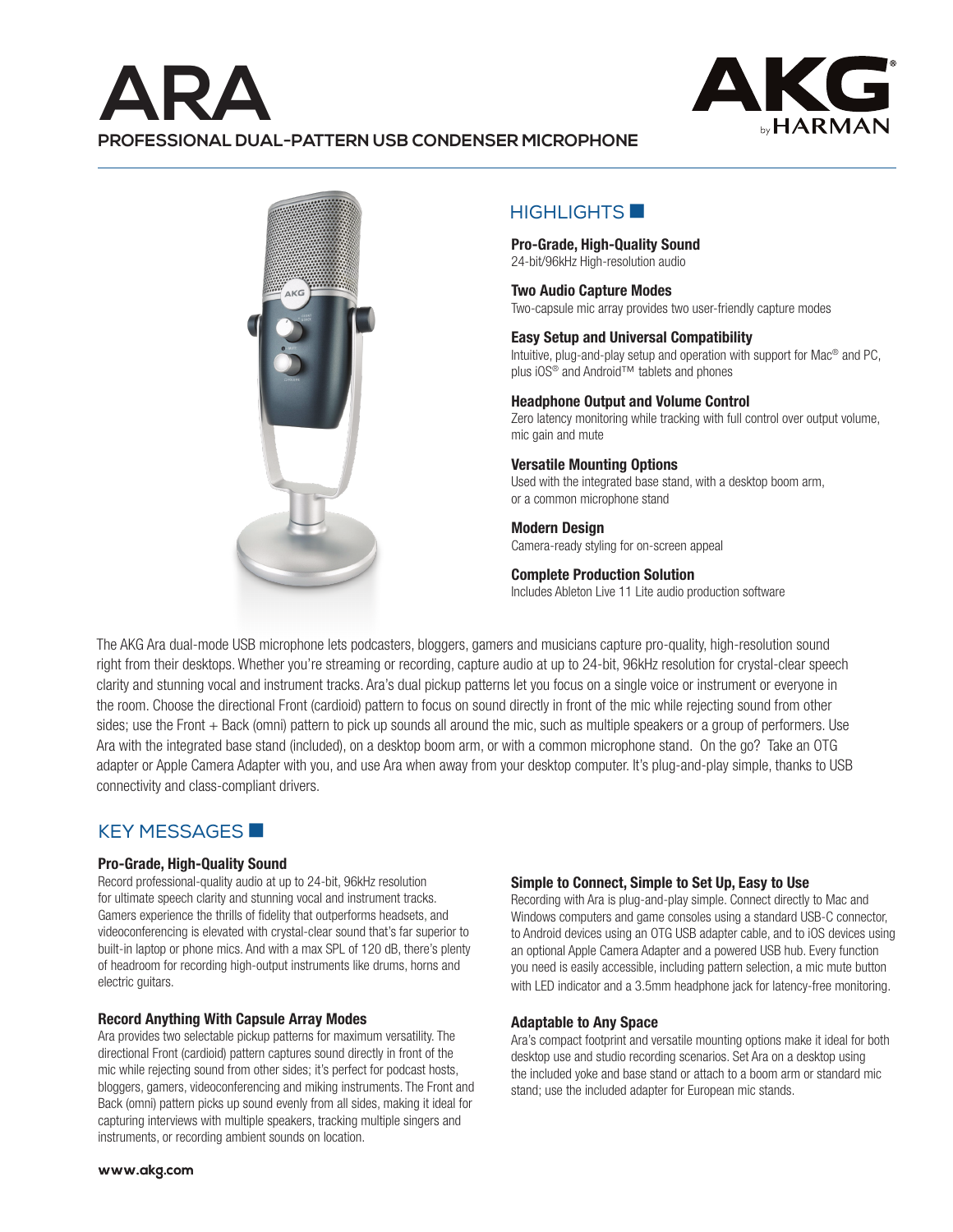# ARA

## PROFESSIONAL DUAL-PATTERN USB CONDENSER MICROPHONE

AKG by HARMAN

## HIGHLIGHTS

**Pro-Grade, High-Quality Sound**
24-bit/96kHz High-resolution audio

**Two Audio Capture Modes**
Two-capsule mic array provides two user-friendly capture modes

**Easy Setup and Universal Compatibility**
Intuitive, plug-and-play setup and operation with support for Mac® and PC, plus iOS® and Android™ tablets and phones

**Headphone Output and Volume Control**
Zero latency monitoring while tracking with full control over output volume, mic gain and mute

**Versatile Mounting Options**
Used with the integrated base stand, with a desktop boom arm, or a common microphone stand

**Modern Design**
Camera-ready styling for on-screen appeal

**Complete Production Solution**
Includes Ableton Live 11 Lite audio production software

The AKG Ara dual-mode USB microphone lets podcasters, bloggers, gamers and musicians capture pro-quality, high-resolution sound right from their desktops. Whether you're streaming or recording, capture audio at up to 24-bit, 96kHz resolution for crystal-clear speech clarity and stunning vocal and instrument tracks. Ara's dual pickup patterns let you focus on a single voice or instrument or everyone in the room. Choose the directional Front (cardioid) pattern to focus on sound directly in front of the mic while rejecting sound from other sides; use the Front + Back (omni) pattern to pick up sounds all around the mic, such as multiple speakers or a group of performers. Use Ara with the integrated base stand (included), on a desktop boom arm, or with a common microphone stand. On the go? Take an OTG adapter or Apple Camera Adapter with you, and use Ara when away from your desktop computer. It's plug-and-play simple, thanks to USB connectivity and class-compliant drivers.

## KEY MESSAGES

### Pro-Grade, High-Quality Sound

Record professional-quality audio at up to 24-bit, 96kHz resolution for ultimate speech clarity and stunning vocal and instrument tracks. Gamers experience the thrills of fidelity that outperforms headsets, and videoconferencing is elevated with crystal-clear sound that's far superior to built-in laptop or phone mics. And with a max SPL of 120 dB, there's plenty of headroom for recording high-output instruments like drums, horns and electric guitars.

### Record Anything With Capsule Array Modes

Ara provides two selectable pickup patterns for maximum versatility. The directional Front (cardioid) pattern captures sound directly in front of the mic while rejecting sound from other sides; it's perfect for podcast hosts, bloggers, gamers, videoconferencing and miking instruments. The Front and Back (omni) pattern picks up sound evenly from all sides, making it ideal for capturing interviews with multiple speakers, tracking multiple singers and instruments, or recording ambient sounds on location.

### Simple to Connect, Simple to Set Up, Easy to Use

Recording with Ara is plug-and-play simple. Connect directly to Mac and Windows computers and game consoles using a standard USB-C connector, to Android devices using an OTG USB adapter cable, and to iOS devices using an optional Apple Camera Adapter and a powered USB hub. Every function you need is easily accessible, including pattern selection, a mic mute button with LED indicator and a 3.5mm headphone jack for latency-free monitoring.

### Adaptable to Any Space

Ara's compact footprint and versatile mounting options make it ideal for both desktop use and studio recording scenarios. Set Ara on a desktop using the included yoke and base stand or attach to a boom arm or standard mic stand; use the included adapter for European mic stands.

www.akg.com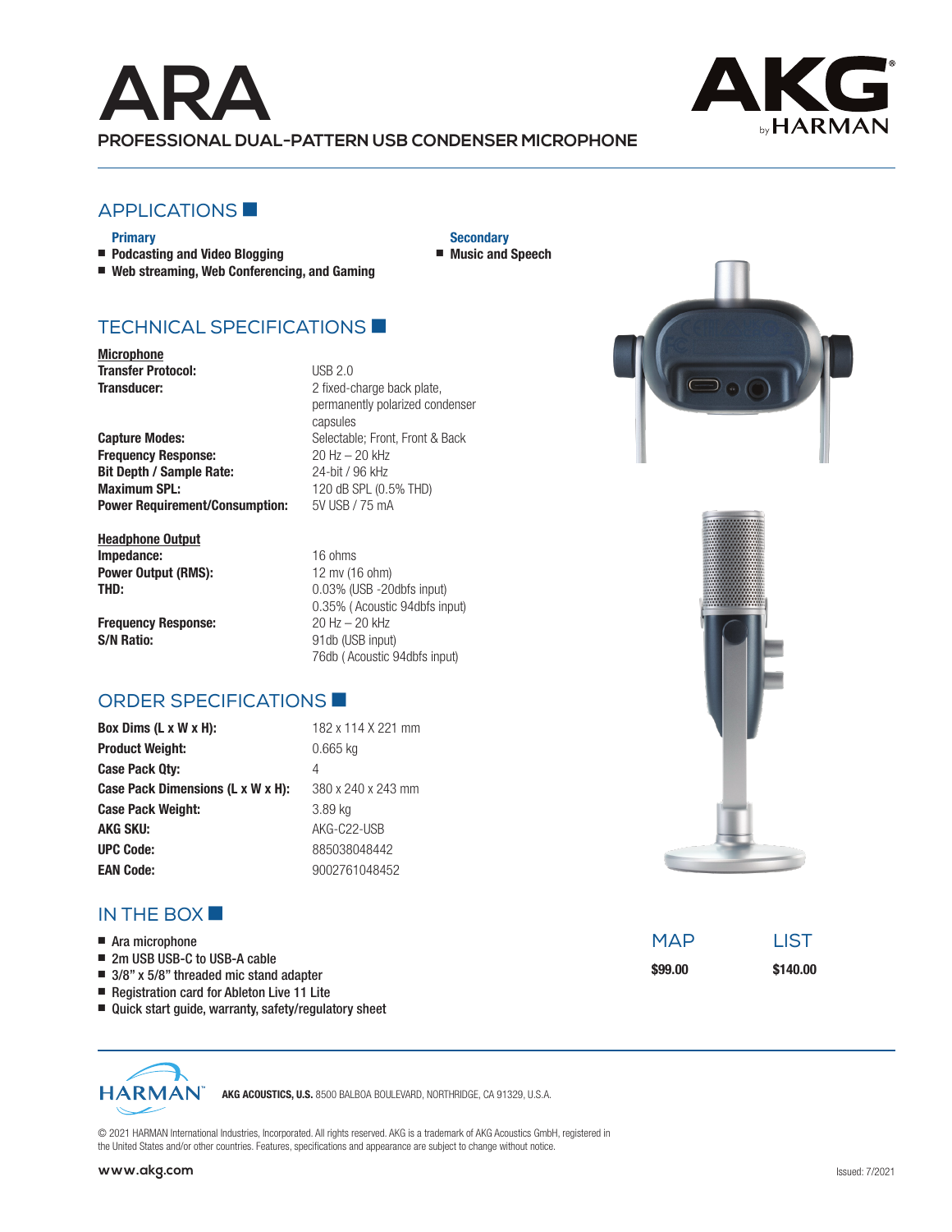# ARA

**PROFESSIONAL DUAL-PATTERN USB CONDENSER MICROPHONE**

AKG by HARMAN

## APPLICATIONS

**Primary**

- Podcasting and Video Blogging
- Web streaming, Web Conferencing, and Gaming

**Secondary**

- Music and Speech

## TECHNICAL SPECIFICATIONS

| | |
|---|---|
| **Microphone** | |
| **Transfer Protocol:** | USB 2.0 |
| **Transducer:** | 2 fixed-charge back plate, permanently polarized condenser capsules |
| **Capture Modes:** | Selectable; Front, Front & Back |
| **Frequency Response:** | 20 Hz – 20 kHz |
| **Bit Depth / Sample Rate:** | 24-bit / 96 kHz |
| **Maximum SPL:** | 120 dB SPL (0.5% THD) |
| **Power Requirement/Consumption:** | 5V USB / 75 mA |
| **Headphone Output** | |
| **Impedance:** | 16 ohms |
| **Power Output (RMS):** | 12 mv (16 ohm) |
| **THD:** | 0.03% (USB -20dbfs input)<br>0.35% ( Acoustic 94dbfs input) |
| **Frequency Response:** | 20 Hz – 20 kHz |
| **S/N Ratio:** | 91db (USB input)<br>76db ( Acoustic 94dbfs input) |

## ORDER SPECIFICATIONS

| | |
|---|---|
| **Box Dims (L x W x H):** | 182 x 114 X 221 mm |
| **Product Weight:** | 0.665 kg |
| **Case Pack Qty:** | 4 |
| **Case Pack Dimensions (L x W x H):** | 380 x 240 x 243 mm |
| **Case Pack Weight:** | 3.89 kg |
| **AKG SKU:** | AKG-C22-USB |
| **UPC Code:** | 885038048442 |
| **EAN Code:** | 9002761048452 |

## IN THE BOX

- Ara microphone
- 2m USB USB-C to USB-A cable
- 3/8" x 5/8" threaded mic stand adapter
- Registration card for Ableton Live 11 Lite
- Quick start guide, warranty, safety/regulatory sheet

| MAP | LIST |
|---|---|
| **$99.00** | **$140.00** |

HARMAN **AKG ACOUSTICS, U.S.** 8500 BALBOA BOULEVARD, NORTHRIDGE, CA 91329, U.S.A.

© 2021 HARMAN International Industries, Incorporated. All rights reserved. AKG is a trademark of AKG Acoustics GmbH, registered in the United States and/or other countries. Features, specifications and appearance are subject to change without notice.

www.akg.com

Issued: 7/2021